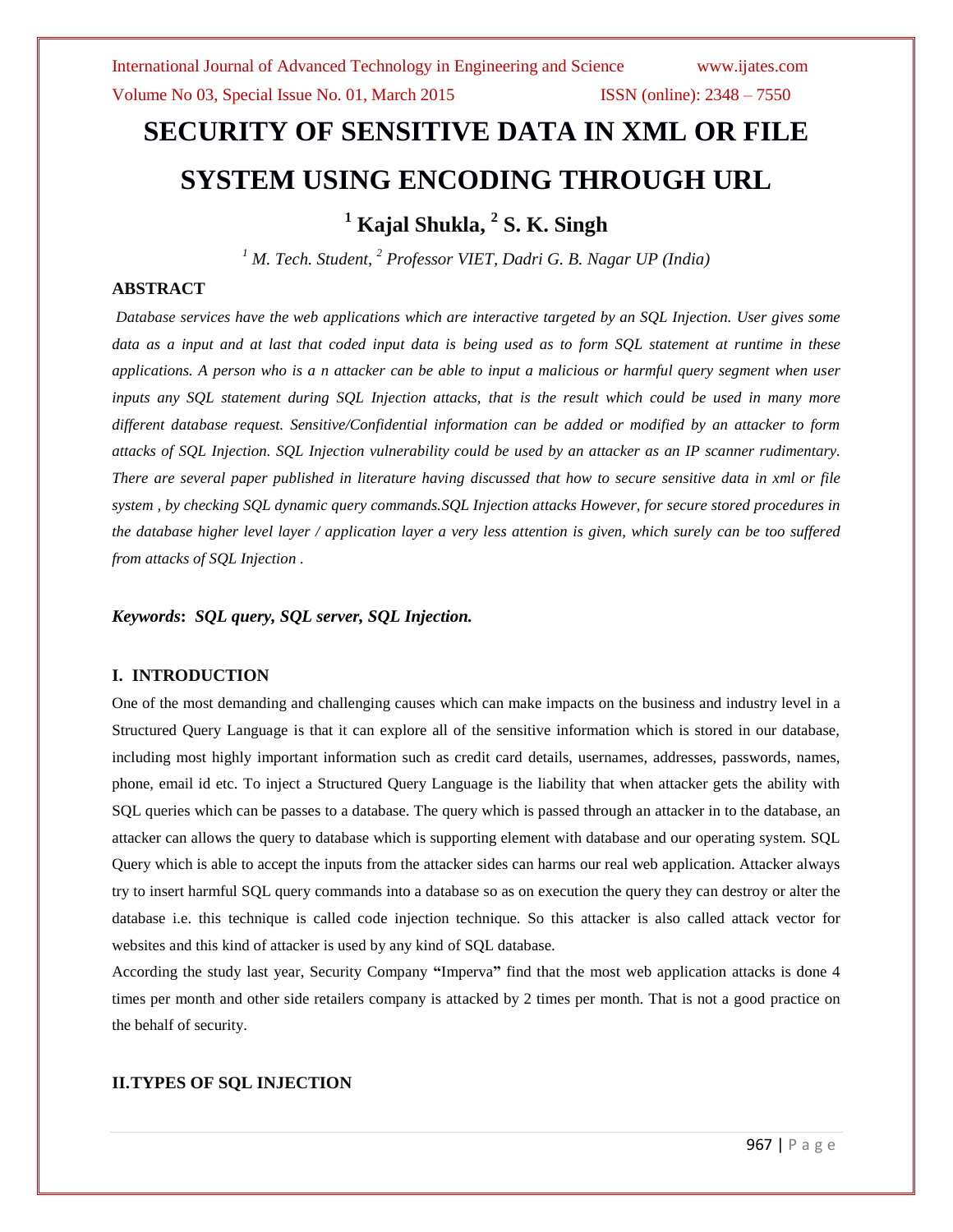# SECURITY OF SENSITIVE DATA IN XML OR FILE SYSTEM USING ENCODING THROUGH URL

**[1] Kajal Shukla, [2] S. K. Singh**

*[1] M. Tech. Student, [2] Professor VIET, Dadri G. B. Nagar UP (India)*

## ABSTRACT

*Database services have the web applications which are interactive targeted by an SQL Injection. User gives some data as a input and at last that coded input data is being used as to form SQL statement at runtime in these applications. A person who is a n attacker can be able to input a malicious or harmful query segment when user inputs any SQL statement during SQL Injection attacks, that is the result which could be used in many more different database request. Sensitive/Confidential information can be added or modified by an attacker to form attacks of SQL Injection. SQL Injection vulnerability could be used by an attacker as an IP scanner rudimentary. There are several paper published in literature having discussed that how to secure sensitive data in xml or file system , by checking SQL dynamic query commands.SQL Injection attacks However, for secure stored procedures in the database higher level layer / application layer a very less attention is given, which surely can be too suffered from attacks of SQL Injection .*

***Keywords*: *SQL query, SQL server, SQL Injection.***

## I. INTRODUCTION

One of the most demanding and challenging causes which can make impacts on the business and industry level in a Structured Query Language is that it can explore all of the sensitive information which is stored in our database, including most highly important information such as credit card details, usernames, addresses, passwords, names, phone, email id etc. To inject a Structured Query Language is the liability that when attacker gets the ability with SQL queries which can be passes to a database. The query which is passed through an attacker in to the database, an attacker can allows the query to database which is supporting element with database and our operating system. SQL Query which is able to accept the inputs from the attacker sides can harms our real web application. Attacker always try to insert harmful SQL query commands into a database so as on execution the query they can destroy or alter the database i.e. this technique is called code injection technique. So this attacker is also called attack vector for websites and this kind of attacker is used by any kind of SQL database.

According the study last year, Security Company **"**Imperva**"** find that the most web application attacks is done 4 times per month and other side retailers company is attacked by 2 times per month. That is not a good practice on the behalf of security.

## II.TYPES OF SQL INJECTION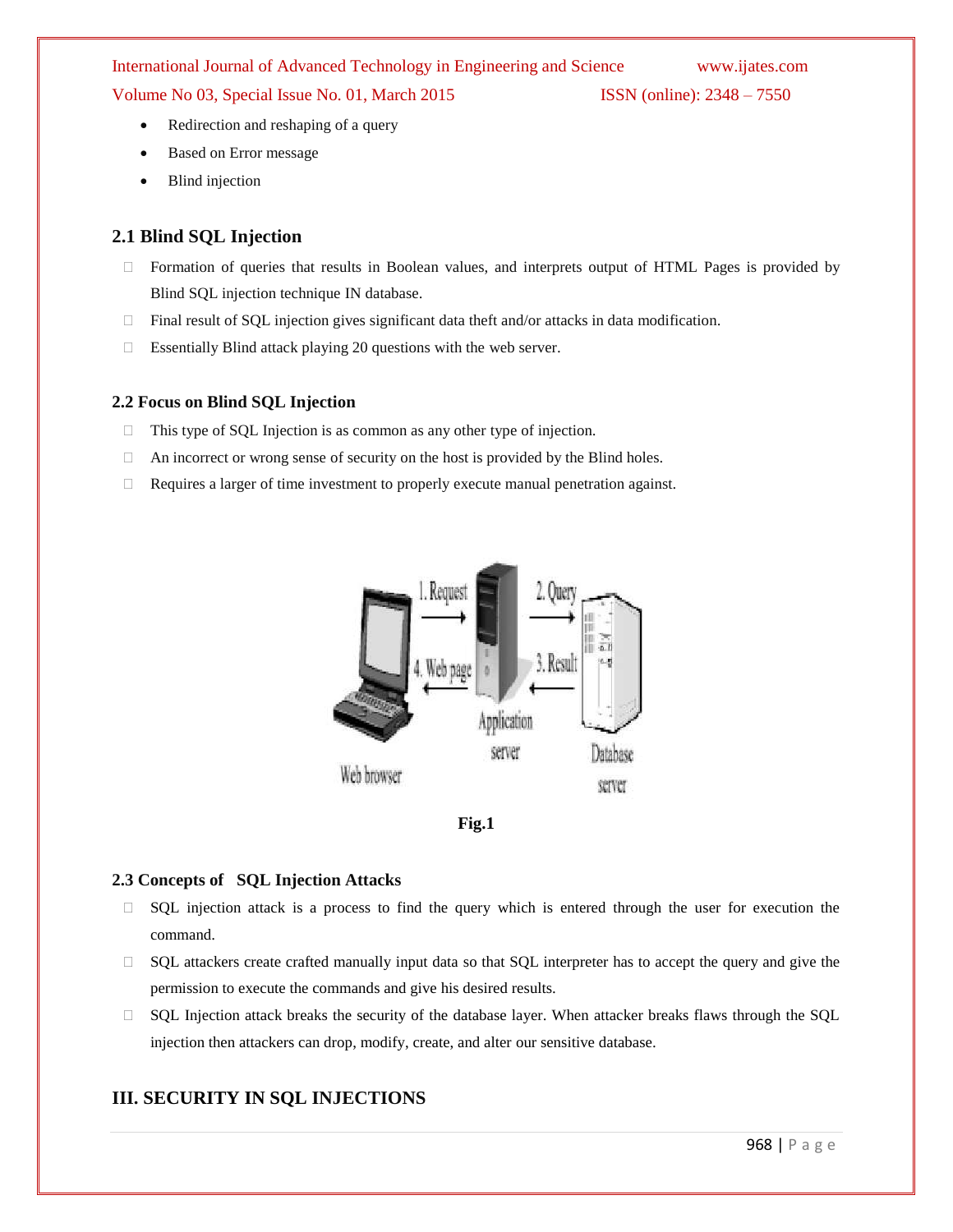- Redirection and reshaping of a query
- Based on Error message
- Blind injection

## 2.1 Blind SQL Injection

- Formation of queries that results in Boolean values, and interprets output of HTML Pages is provided by Blind SQL injection technique IN database.
- Final result of SQL injection gives significant data theft and/or attacks in data modification.
- Essentially Blind attack playing 20 questions with the web server.

### 2.2 Focus on Blind SQL Injection

- This type of SQL Injection is as common as any other type of injection.
- An incorrect or wrong sense of security on the host is provided by the Blind holes.
- Requires a larger of time investment to properly execute manual penetration against.

**Fig.1**

### 2.3 Concepts of SQL Injection Attacks

- SQL injection attack is a process to find the query which is entered through the user for execution the command.
- SQL attackers create crafted manually input data so that SQL interpreter has to accept the query and give the permission to execute the commands and give his desired results.
- SQL Injection attack breaks the security of the database layer. When attacker breaks flaws through the SQL injection then attackers can drop, modify, create, and alter our sensitive database.

## III. SECURITY IN SQL INJECTIONS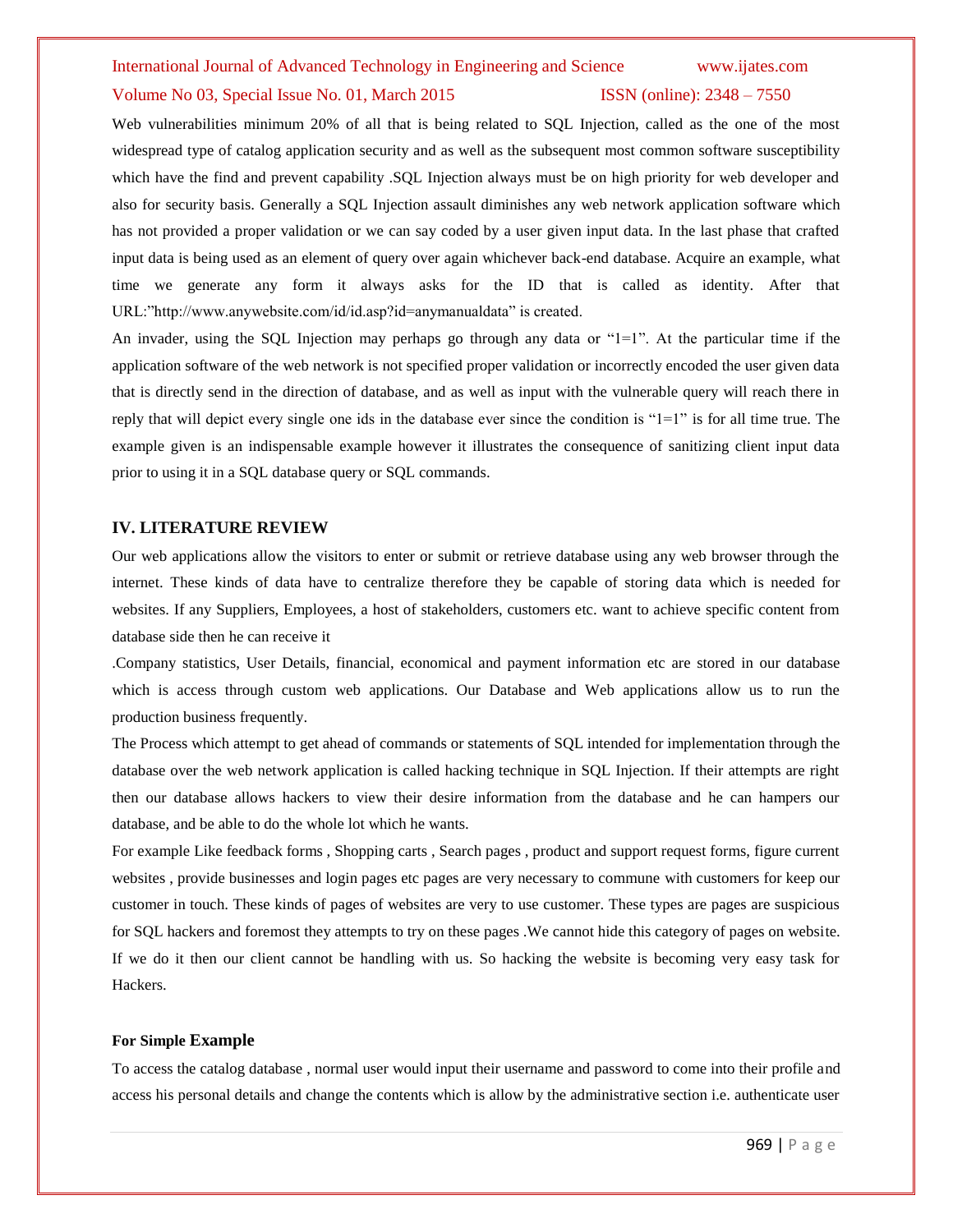Web vulnerabilities minimum 20% of all that is being related to SQL Injection, called as the one of the most widespread type of catalog application security and as well as the subsequent most common software susceptibility which have the find and prevent capability .SQL Injection always must be on high priority for web developer and also for security basis. Generally a SQL Injection assault diminishes any web network application software which has not provided a proper validation or we can say coded by a user given input data. In the last phase that crafted input data is being used as an element of query over again whichever back-end database. Acquire an example, what time we generate any form it always asks for the ID that is called as identity. After that URL:"http://www.anywebsite.com/id/id.asp?id=anymanualdata" is created.

An invader, using the SQL Injection may perhaps go through any data or "1=1". At the particular time if the application software of the web network is not specified proper validation or incorrectly encoded the user given data that is directly send in the direction of database, and as well as input with the vulnerable query will reach there in reply that will depict every single one ids in the database ever since the condition is "1=1" is for all time true. The example given is an indispensable example however it illustrates the consequence of sanitizing client input data prior to using it in a SQL database query or SQL commands.

## IV. LITERATURE REVIEW

Our web applications allow the visitors to enter or submit or retrieve database using any web browser through the internet. These kinds of data have to centralize therefore they be capable of storing data which is needed for websites. If any Suppliers, Employees, a host of stakeholders, customers etc. want to achieve specific content from database side then he can receive it

.Company statistics, User Details, financial, economical and payment information etc are stored in our database which is access through custom web applications. Our Database and Web applications allow us to run the production business frequently.

The Process which attempt to get ahead of commands or statements of SQL intended for implementation through the database over the web network application is called hacking technique in SQL Injection. If their attempts are right then our database allows hackers to view their desire information from the database and he can hampers our database, and be able to do the whole lot which he wants.

For example Like feedback forms , Shopping carts , Search pages , product and support request forms, figure current websites , provide businesses and login pages etc pages are very necessary to commune with customers for keep our customer in touch. These kinds of pages of websites are very to use customer. These types are pages are suspicious for SQL hackers and foremost they attempts to try on these pages .We cannot hide this category of pages on website. If we do it then our client cannot be handling with us. So hacking the website is becoming very easy task for Hackers.

### For Simple Example

To access the catalog database , normal user would input their username and password to come into their profile and access his personal details and change the contents which is allow by the administrative section i.e. authenticate user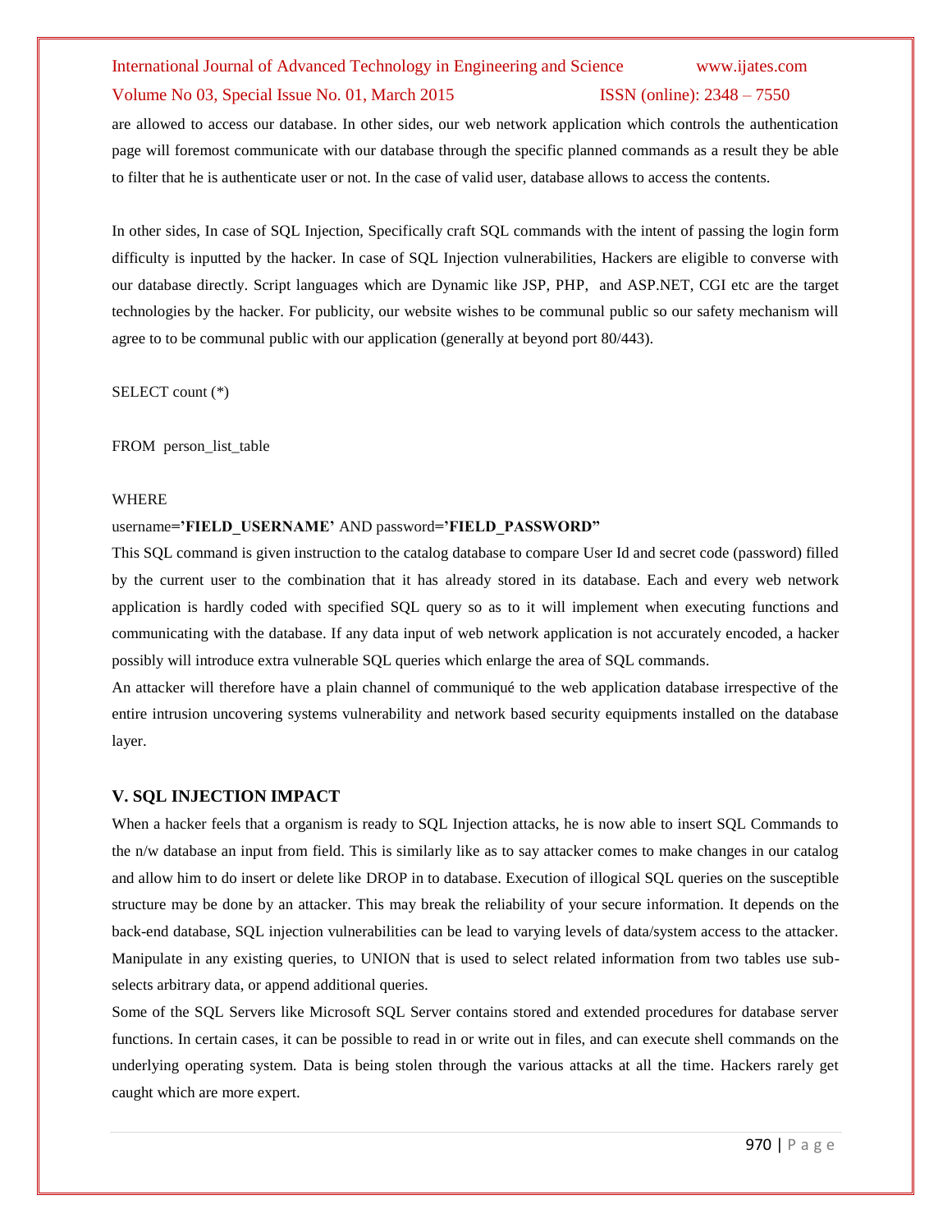are allowed to access our database. In other sides, our web network application which controls the authentication page will foremost communicate with our database through the specific planned commands as a result they be able to filter that he is authenticate user or not. In the case of valid user, database allows to access the contents.

In other sides, In case of SQL Injection, Specifically craft SQL commands with the intent of passing the login form difficulty is inputted by the hacker. In case of SQL Injection vulnerabilities, Hackers are eligible to converse with our database directly. Script languages which are Dynamic like JSP, PHP, and ASP.NET, CGI etc are the target technologies by the hacker. For publicity, our website wishes to be communal public so our safety mechanism will agree to to be communal public with our application (generally at beyond port 80/443).

SELECT count (*)

FROM person_list_table

WHERE

username=**'FIELD_USERNAME'** AND password=**'FIELD_PASSWORD"**

This SQL command is given instruction to the catalog database to compare User Id and secret code (password) filled by the current user to the combination that it has already stored in its database. Each and every web network application is hardly coded with specified SQL query so as to it will implement when executing functions and communicating with the database. If any data input of web network application is not accurately encoded, a hacker possibly will introduce extra vulnerable SQL queries which enlarge the area of SQL commands.

An attacker will therefore have a plain channel of communiqué to the web application database irrespective of the entire intrusion uncovering systems vulnerability and network based security equipments installed on the database layer.

## V. SQL INJECTION IMPACT

When a hacker feels that a organism is ready to SQL Injection attacks, he is now able to insert SQL Commands to the n/w database an input from field. This is similarly like as to say attacker comes to make changes in our catalog and allow him to do insert or delete like DROP in to database. Execution of illogical SQL queries on the susceptible structure may be done by an attacker. This may break the reliability of your secure information. It depends on the back-end database, SQL injection vulnerabilities can be lead to varying levels of data/system access to the attacker. Manipulate in any existing queries, to UNION that is used to select related information from two tables use sub-selects arbitrary data, or append additional queries.

Some of the SQL Servers like Microsoft SQL Server contains stored and extended procedures for database server functions. In certain cases, it can be possible to read in or write out in files, and can execute shell commands on the underlying operating system. Data is being stolen through the various attacks at all the time. Hackers rarely get caught which are more expert.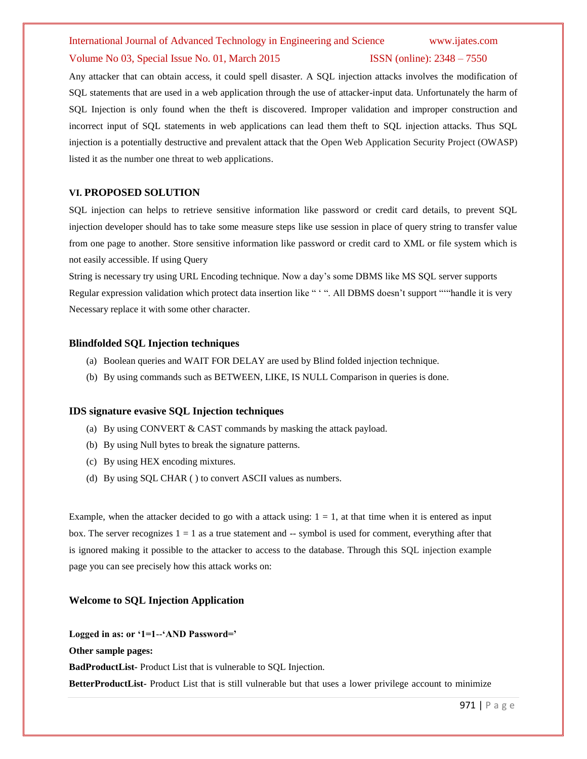Any attacker that can obtain access, it could spell disaster. A SQL injection attacks involves the modification of SQL statements that are used in a web application through the use of attacker-input data. Unfortunately the harm of SQL Injection is only found when the theft is discovered. Improper validation and improper construction and incorrect input of SQL statements in web applications can lead them theft to SQL injection attacks. Thus SQL injection is a potentially destructive and prevalent attack that the Open Web Application Security Project (OWASP) listed it as the number one threat to web applications.

## VI. PROPOSED SOLUTION

SQL injection can helps to retrieve sensitive information like password or credit card details, to prevent SQL injection developer should has to take some measure steps like use session in place of query string to transfer value from one page to another. Store sensitive information like password or credit card to XML or file system which is not easily accessible. If using Query

String is necessary try using URL Encoding technique. Now a day's some DBMS like MS SQL server supports Regular expression validation which protect data insertion like " ' ". All DBMS doesn't support "'"handle it is very Necessary replace it with some other character.

### Blindfolded SQL Injection techniques

(a) Boolean queries and WAIT FOR DELAY are used by Blind folded injection technique.

(b) By using commands such as BETWEEN, LIKE, IS NULL Comparison in queries is done.

### IDS signature evasive SQL Injection techniques

(a) By using CONVERT & CAST commands by masking the attack payload.

(b) By using Null bytes to break the signature patterns.

(c) By using HEX encoding mixtures.

(d) By using SQL CHAR ( ) to convert ASCII values as numbers.

Example, when the attacker decided to go with a attack using: 1 = 1, at that time when it is entered as input box. The server recognizes 1 = 1 as a true statement and -- symbol is used for comment, everything after that is ignored making it possible to the attacker to access to the database. Through this SQL injection example page you can see precisely how this attack works on:

### Welcome to SQL Injection Application

**Logged in as: or '1=1--'AND Password='**

**Other sample pages:**

**BadProductList-** Product List that is vulnerable to SQL Injection.

**BetterProductList-** Product List that is still vulnerable but that uses a lower privilege account to minimize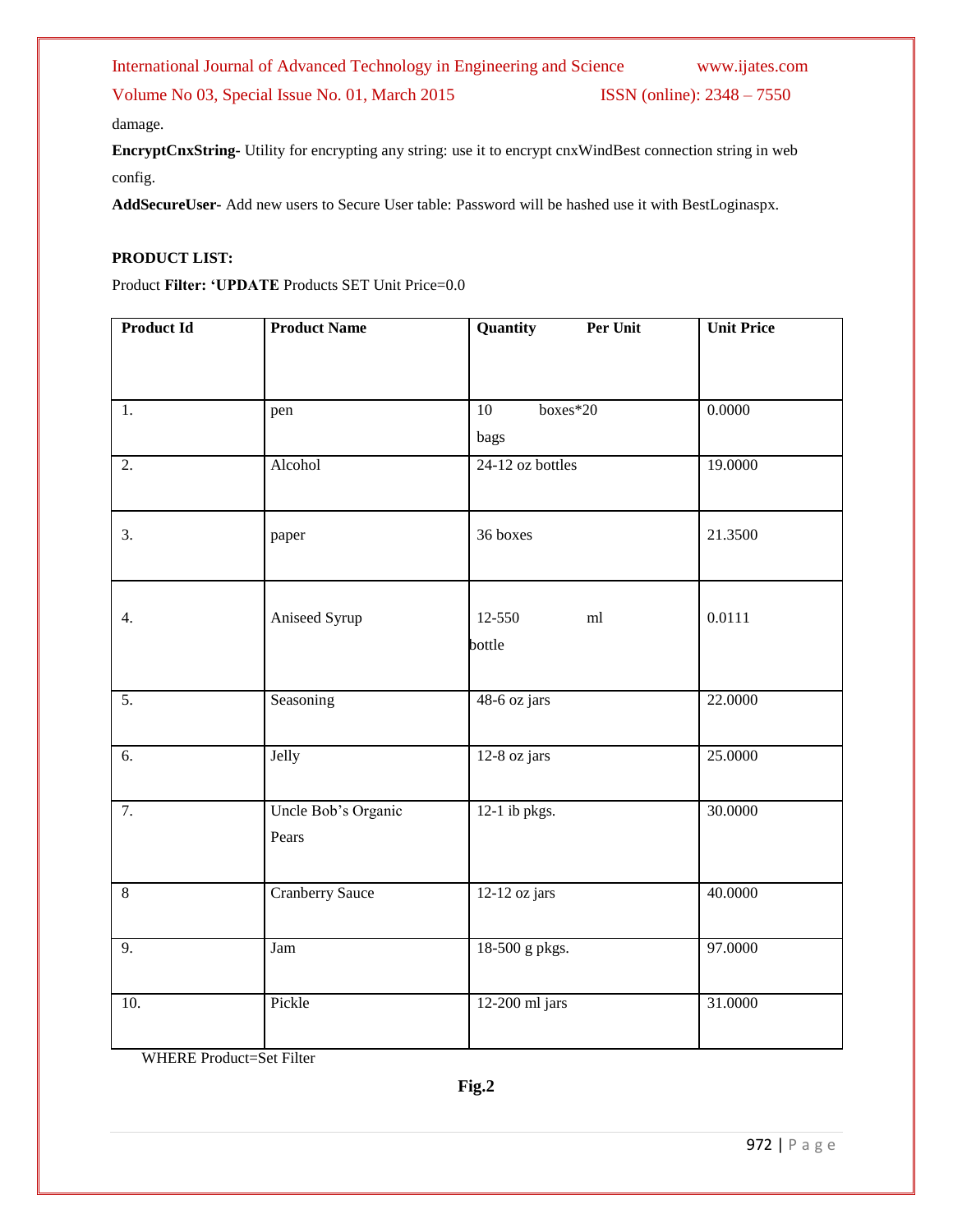damage.

**EncryptCnxString**- Utility for encrypting any string: use it to encrypt cnxWindBest connection string in web config.

**AddSecureUser-** Add new users to Secure User table: Password will be hashed use it with BestLoginaspx.

**PRODUCT LIST:**

Product **Filter: 'UPDATE** Products SET Unit Price=0.0

| Product Id | Product Name | Quantity Per Unit | Unit Price |
|---|---|---|---|
| 1. | pen | 10 boxes*20 bags | 0.0000 |
| 2. | Alcohol | 24-12 oz bottles | 19.0000 |
| 3. | paper | 36 boxes | 21.3500 |
| 4. | Aniseed Syrup | 12-550 ml bottle | 0.0111 |
| 5. | Seasoning | 48-6 oz jars | 22.0000 |
| 6. | Jelly | 12-8 oz jars | 25.0000 |
| 7. | Uncle Bob's Organic Pears | 12-1 ib pkgs. | 30.0000 |
| 8 | Cranberry Sauce | 12-12 oz jars | 40.0000 |
| 9. | Jam | 18-500 g pkgs. | 97.0000 |
| 10. | Pickle | 12-200 ml jars | 31.0000 |

WHERE Product=Set Filter

**Fig.2**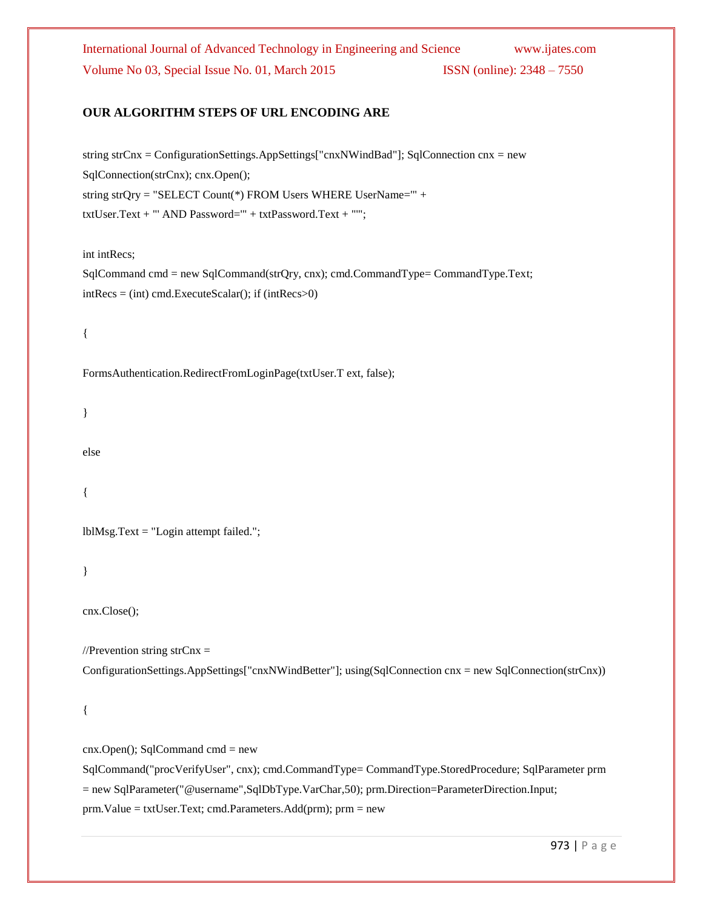**OUR ALGORITHM STEPS OF URL ENCODING ARE**

```
string strCnx = ConfigurationSettings.AppSettings["cnxNWindBad"]; SqlConnection cnx = new
SqlConnection(strCnx); cnx.Open();
string strQry = "SELECT Count(*) FROM Users WHERE UserName='" +
txtUser.Text + "' AND Password='" + txtPassword.Text + "'";

int intRecs;
SqlCommand cmd = new SqlCommand(strQry, cnx); cmd.CommandType= CommandType.Text;
intRecs = (int) cmd.ExecuteScalar(); if (intRecs>0)

{

FormsAuthentication.RedirectFromLoginPage(txtUser.T ext, false);

}

else

{

lblMsg.Text = "Login attempt failed.";

}

cnx.Close();

//Prevention string strCnx =
ConfigurationSettings.AppSettings["cnxNWindBetter"]; using(SqlConnection cnx = new SqlConnection(strCnx))

{

cnx.Open(); SqlCommand cmd = new
SqlCommand("procVerifyUser", cnx); cmd.CommandType= CommandType.StoredProcedure; SqlParameter prm
= new SqlParameter("@username",SqlDbType.VarChar,50); prm.Direction=ParameterDirection.Input;
prm.Value = txtUser.Text; cmd.Parameters.Add(prm); prm = new
```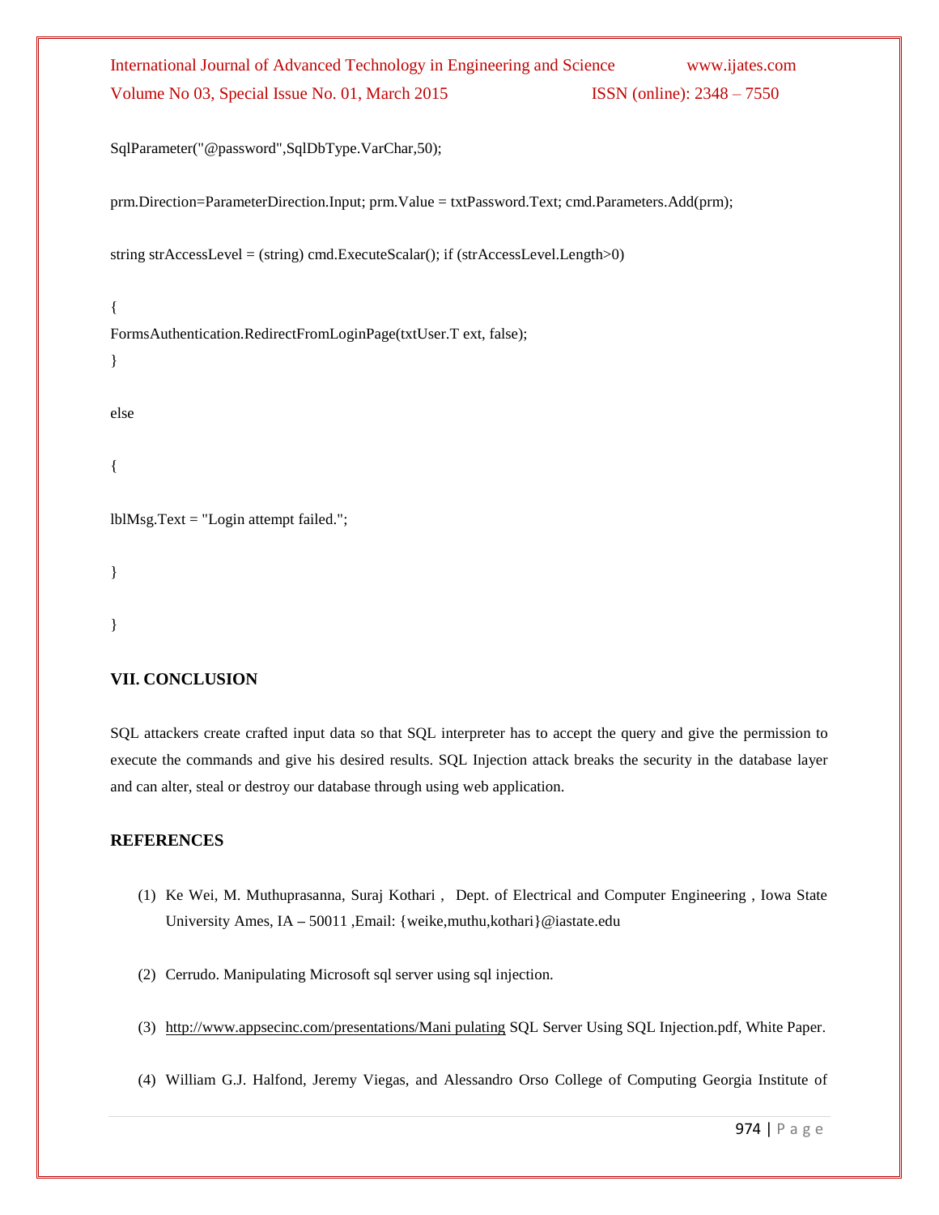```
SqlParameter("@password",SqlDbType.VarChar,50);

prm.Direction=ParameterDirection.Input; prm.Value = txtPassword.Text; cmd.Parameters.Add(prm);

string strAccessLevel = (string) cmd.ExecuteScalar(); if (strAccessLevel.Length>0)

{
FormsAuthentication.RedirectFromLoginPage(txtUser.T ext, false);
}

else

{

lblMsg.Text = "Login attempt failed.";

}

}
```

## VII. CONCLUSION

SQL attackers create crafted input data so that SQL interpreter has to accept the query and give the permission to execute the commands and give his desired results. SQL Injection attack breaks the security in the database layer and can alter, steal or destroy our database through using web application.

## REFERENCES

(1) Ke Wei, M. Muthuprasanna, Suraj Kothari , Dept. of Electrical and Computer Engineering , Iowa State University Ames, IA – 50011 ,Email: {weike,muthu,kothari}@iastate.edu

(2) Cerrudo. Manipulating Microsoft sql server using sql injection.

(3) http://www.appsecinc.com/presentations/Mani pulating SQL Server Using SQL Injection.pdf, White Paper.

(4) William G.J. Halfond, Jeremy Viegas, and Alessandro Orso College of Computing Georgia Institute of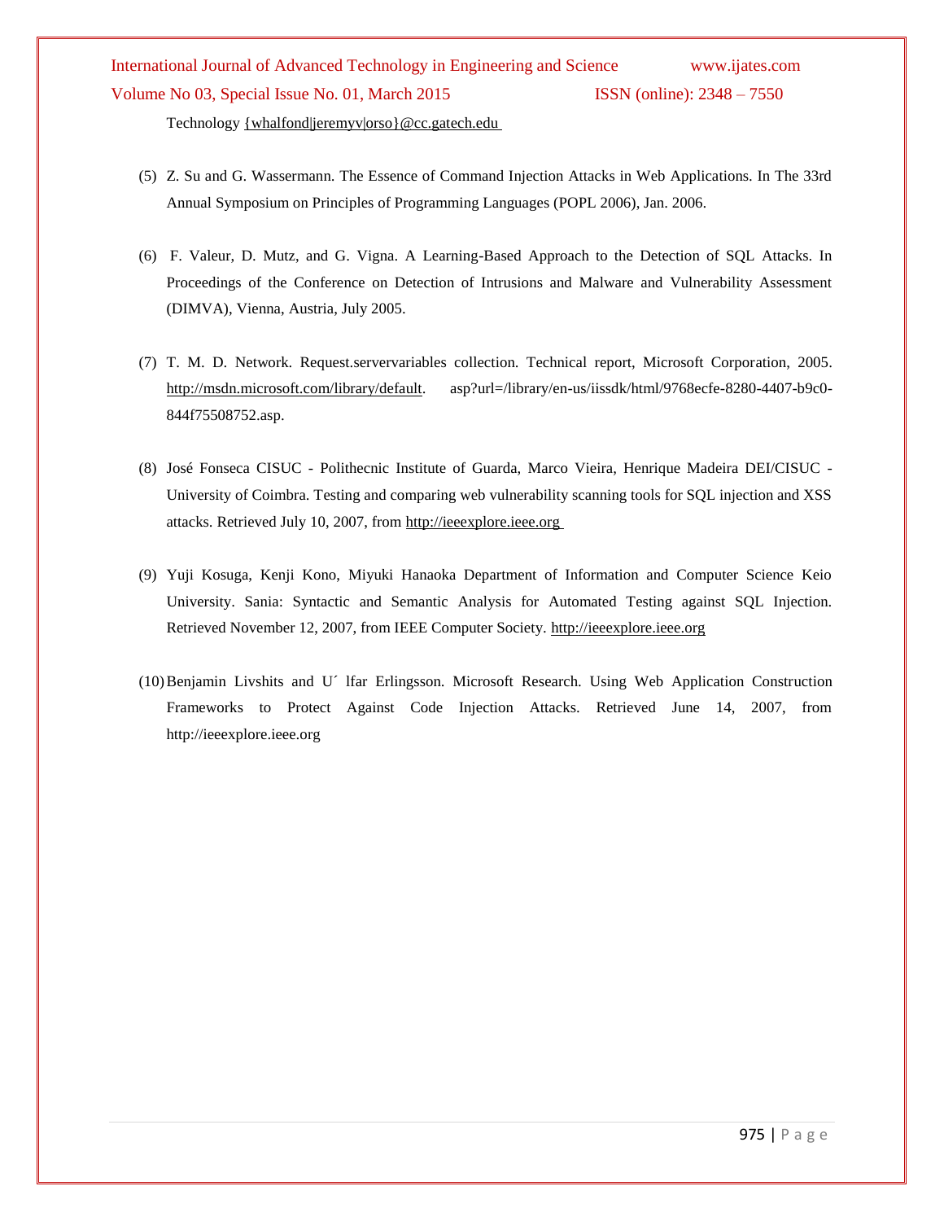Technology {whalfond|jeremyv|orso}@cc.gatech.edu

(5) Z. Su and G. Wassermann. The Essence of Command Injection Attacks in Web Applications. In The 33rd Annual Symposium on Principles of Programming Languages (POPL 2006), Jan. 2006.

(6) F. Valeur, D. Mutz, and G. Vigna. A Learning-Based Approach to the Detection of SQL Attacks. In Proceedings of the Conference on Detection of Intrusions and Malware and Vulnerability Assessment (DIMVA), Vienna, Austria, July 2005.

(7) T. M. D. Network. Request.servervariables collection. Technical report, Microsoft Corporation, 2005. http://msdn.microsoft.com/library/default. asp?url=/library/en-us/iissdk/html/9768ecfe-8280-4407-b9c0-844f75508752.asp.

(8) José Fonseca CISUC - Polithecnic Institute of Guarda, Marco Vieira, Henrique Madeira DEI/CISUC - University of Coimbra. Testing and comparing web vulnerability scanning tools for SQL injection and XSS attacks. Retrieved July 10, 2007, from http://ieeexplore.ieee.org

(9) Yuji Kosuga, Kenji Kono, Miyuki Hanaoka Department of Information and Computer Science Keio University. Sania: Syntactic and Semantic Analysis for Automated Testing against SQL Injection. Retrieved November 12, 2007, from IEEE Computer Society. http://ieeexplore.ieee.org

(10) Benjamin Livshits and U´ lfar Erlingsson. Microsoft Research. Using Web Application Construction Frameworks to Protect Against Code Injection Attacks. Retrieved June 14, 2007, from http://ieeexplore.ieee.org